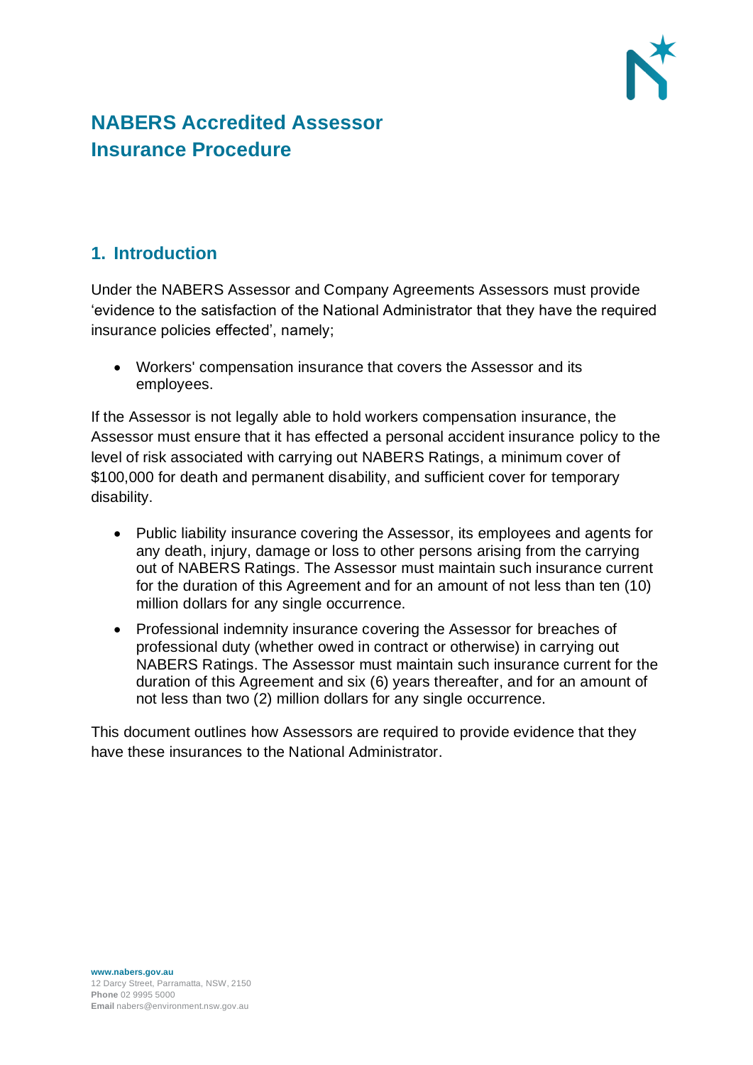# NABERS Accredited Assessor Insurance Procedure

## 1. Introduction

Under the NABERS Assessor and Company Agreements Assessors must provide 'evidence to the satisfaction of the National Administrator that they have the required insurance policies effected', namely;

- Workers' compensation insurance that covers the Assessor and its employees.

If the Assessor is not legally able to hold workers compensation insurance, the Assessor must ensure that it has effected a personal accident insurance policy to the level of risk associated with carrying out NABERS Ratings, a minimum cover of $100,000 for death and permanent disability, and sufficient cover for temporary disability.

- Public liability insurance covering the Assessor, its employees and agents for any death, injury, damage or loss to other persons arising from the carrying out of NABERS Ratings. The Assessor must maintain such insurance current for the duration of this Agreement and for an amount of not less than ten (10) million dollars for any single occurrence.
- Professional indemnity insurance covering the Assessor for breaches of professional duty (whether owed in contract or otherwise) in carrying out NABERS Ratings. The Assessor must maintain such insurance current for the duration of this Agreement and six (6) years thereafter, and for an amount of not less than two (2) million dollars for any single occurrence.

This document outlines how Assessors are required to provide evidence that they have these insurances to the National Administrator.

**www.nabers.gov.au**
12 Darcy Street, Parramatta, NSW, 2150
**Phone** 02 9995 5000
**Email** nabers@environment.nsw.gov.au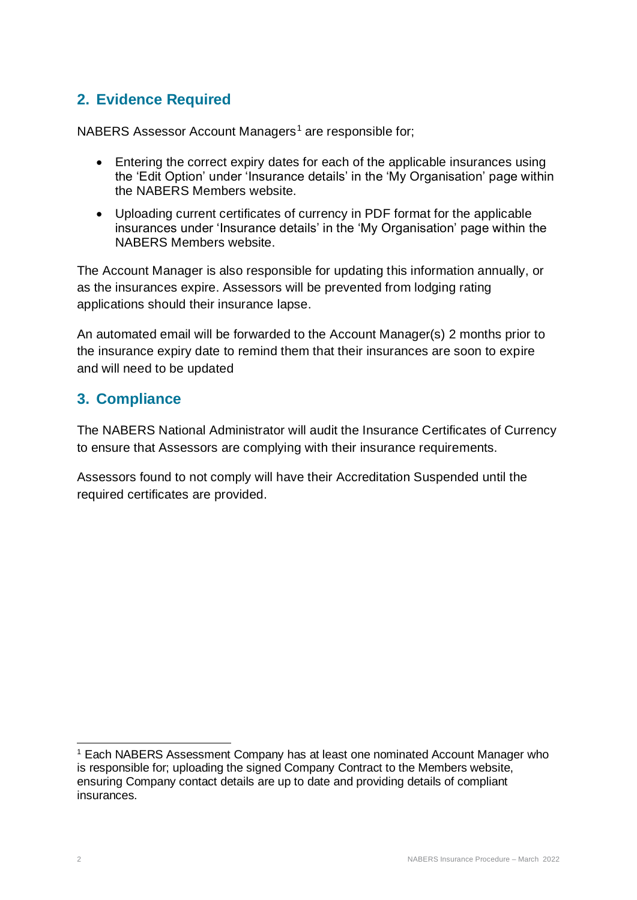## 2. Evidence Required

NABERS Assessor Account Managers[1] are responsible for;

- Entering the correct expiry dates for each of the applicable insurances using the 'Edit Option' under 'Insurance details' in the 'My Organisation' page within the NABERS Members website.
- Uploading current certificates of currency in PDF format for the applicable insurances under 'Insurance details' in the 'My Organisation' page within the NABERS Members website.

The Account Manager is also responsible for updating this information annually, or as the insurances expire. Assessors will be prevented from lodging rating applications should their insurance lapse.

An automated email will be forwarded to the Account Manager(s) 2 months prior to the insurance expiry date to remind them that their insurances are soon to expire and will need to be updated

## 3. Compliance

The NABERS National Administrator will audit the Insurance Certificates of Currency to ensure that Assessors are complying with their insurance requirements.

Assessors found to not comply will have their Accreditation Suspended until the required certificates are provided.

---

[1] Each NABERS Assessment Company has at least one nominated Account Manager who is responsible for; uploading the signed Company Contract to the Members website, ensuring Company contact details are up to date and providing details of compliant insurances.